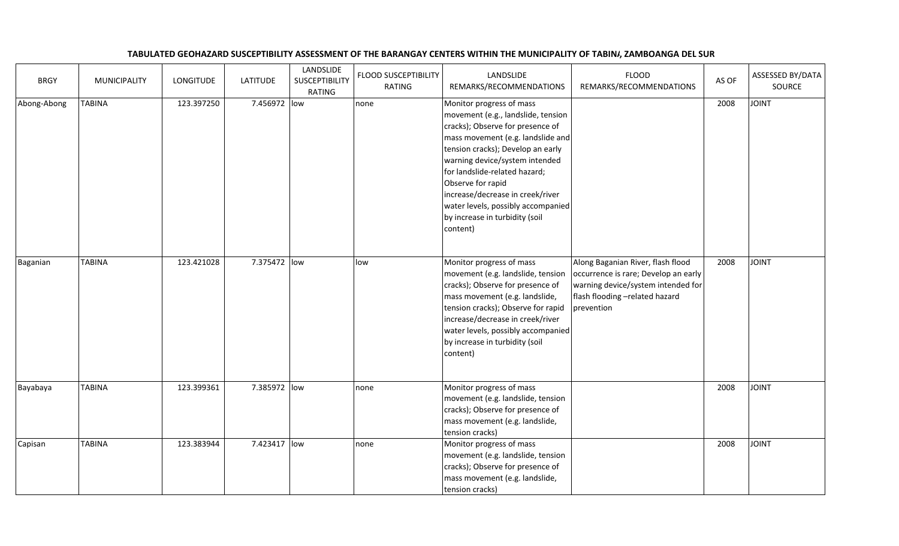**TABULATED GEOHAZARD SUSCEPTIBILITY ASSESSMENT OF THE BARANGAY CENTERS WITHIN THE MUNICIPALITY OF TABINA, ZAMBOANGA DEL SUR**

| BRGY | MUNICIPALITY | LONGITUDE | LATITUDE | LANDSLIDE SUSCEPTIBILITY RATING | FLOOD SUSCEPTIBILITY RATING | LANDSLIDE REMARKS/RECOMMENDATIONS | FLOOD REMARKS/RECOMMENDATIONS | AS OF | ASSESSED BY/DATA SOURCE |
|---|---|---|---|---|---|---|---|---|---|
| Abong-Abong | TABINA | 123.397250 | 7.456972 | low | none | Monitor progress of mass movement (e.g., landslide, tension cracks); Observe for presence of mass movement (e.g. landslide and tension cracks); Develop an early warning device/system intended for landslide-related hazard; Observe for rapid increase/decrease in creek/river water levels, possibly accompanied by increase in turbidity (soil content) | | 2008 | JOINT |
| Baganian | TABINA | 123.421028 | 7.375472 | low | low | Monitor progress of mass movement (e.g. landslide, tension cracks); Observe for presence of mass movement (e.g. landslide, tension cracks); Observe for rapid increase/decrease in creek/river water levels, possibly accompanied by increase in turbidity (soil content) | Along Baganian River, flash flood occurrence is rare; Develop an early warning device/system intended for flash flooding –related hazard prevention | 2008 | JOINT |
| Bayabaya | TABINA | 123.399361 | 7.385972 | low | none | Monitor progress of mass movement (e.g. landslide, tension cracks); Observe for presence of mass movement (e.g. landslide, tension cracks) | | 2008 | JOINT |
| Capisan | TABINA | 123.383944 | 7.423417 | low | none | Monitor progress of mass movement (e.g. landslide, tension cracks); Observe for presence of mass movement (e.g. landslide, tension cracks) | | 2008 | JOINT |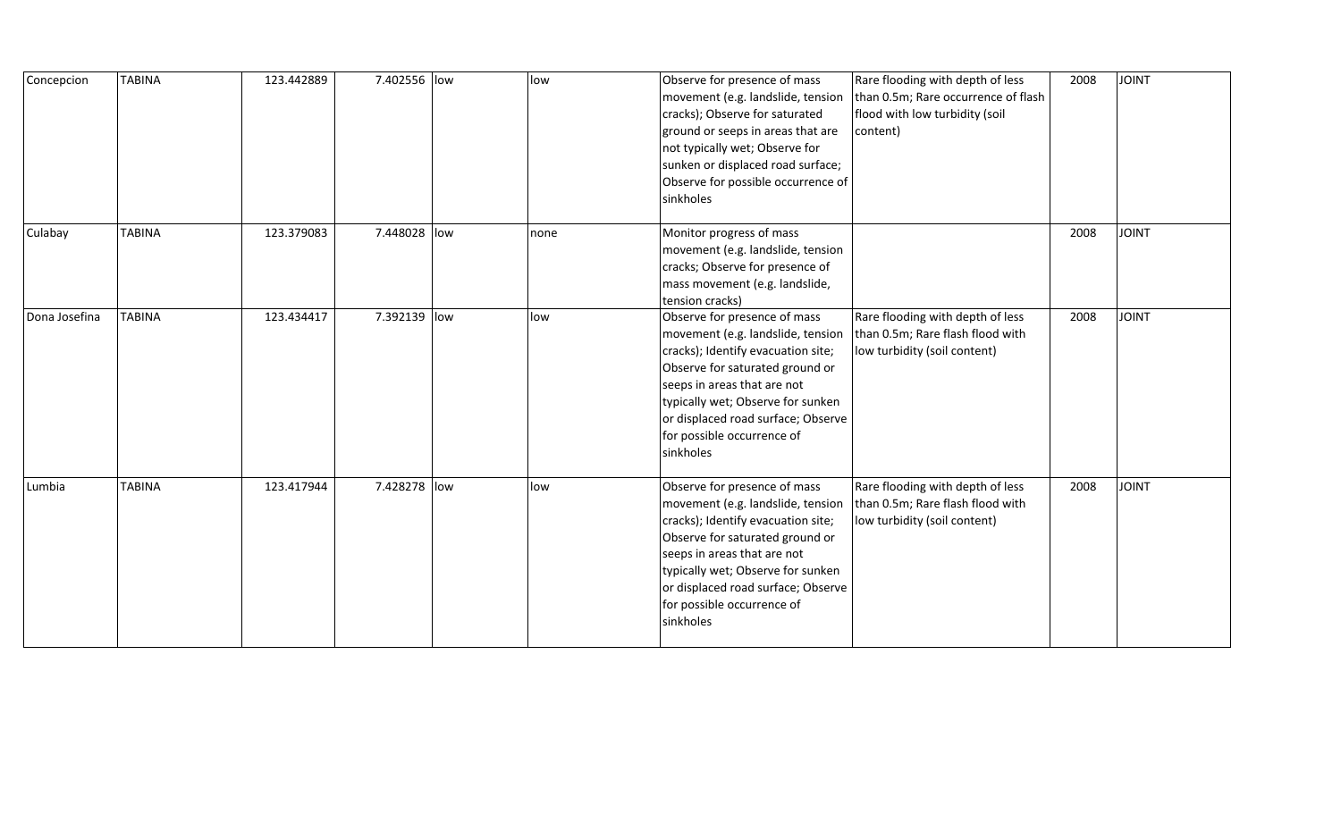| | | | | | | | | | |
|---|---|---|---|---|---|---|---|---|---|
| Concepcion | TABINA | 123.442889 | 7.402556 | low | low | Observe for presence of mass movement (e.g. landslide, tension cracks); Observe for saturated ground or seeps in areas that are not typically wet; Observe for sunken or displaced road surface; Observe for possible occurrence of sinkholes | Rare flooding with depth of less than 0.5m; Rare occurrence of flash flood with low turbidity (soil content) | 2008 | JOINT |
| Culabay | TABINA | 123.379083 | 7.448028 | low | none | Monitor progress of mass movement (e.g. landslide, tension cracks; Observe for presence of mass movement (e.g. landslide, tension cracks) | | 2008 | JOINT |
| Dona Josefina | TABINA | 123.434417 | 7.392139 | low | low | Observe for presence of mass movement (e.g. landslide, tension cracks); Identify evacuation site; Observe for saturated ground or seeps in areas that are not typically wet; Observe for sunken or displaced road surface; Observe for possible occurrence of sinkholes | Rare flooding with depth of less than 0.5m; Rare flash flood with low turbidity (soil content) | 2008 | JOINT |
| Lumbia | TABINA | 123.417944 | 7.428278 | low | low | Observe for presence of mass movement (e.g. landslide, tension cracks); Identify evacuation site; Observe for saturated ground or seeps in areas that are not typically wet; Observe for sunken or displaced road surface; Observe for possible occurrence of sinkholes | Rare flooding with depth of less than 0.5m; Rare flash flood with low turbidity (soil content) | 2008 | JOINT |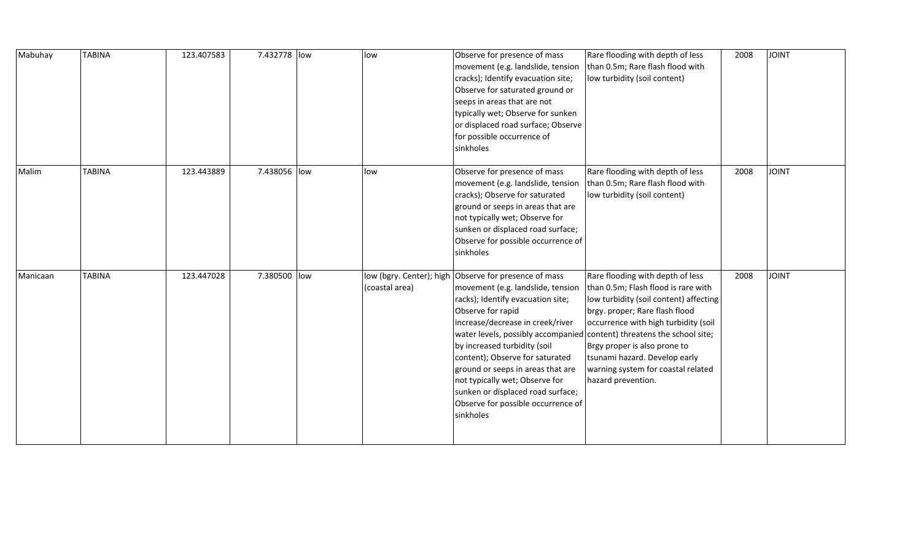| Mabuhay | TABINA | 123.407583 | 7.432778 | low | low | Observe for presence of mass movement (e.g. landslide, tension cracks); Identify evacuation site; Observe for saturated ground or seeps in areas that are not typically wet; Observe for sunken or displaced road surface; Observe for possible occurrence of sinkholes | Rare flooding with depth of less than 0.5m; Rare flash flood with low turbidity (soil content) | 2008 | JOINT |
|---|---|---|---|---|---|---|---|---|---|
| Malim | TABINA | 123.443889 | 7.438056 | low | low | Observe for presence of mass movement (e.g. landslide, tension cracks); Observe for saturated ground or seeps in areas that are not typically wet; Observe for sunken or displaced road surface; Observe for possible occurrence of sinkholes | Rare flooding with depth of less than 0.5m; Rare flash flood with low turbidity (soil content) | 2008 | JOINT |
| Manicaan | TABINA | 123.447028 | 7.380500 | low | low (bgry. Center); high (coastal area) | Observe for presence of mass movement (e.g. landslide, tension racks); Identify evacuation site; Observe for rapid increase/decrease in creek/river water levels, possibly accompanied by increased turbidity (soil content); Observe for saturated ground or seeps in areas that are not typically wet; Observe for sunken or displaced road surface; Observe for possible occurrence of sinkholes | Rare flooding with depth of less than 0.5m; Flash flood is rare with low turbidity (soil content) affecting brgy. proper; Rare flash flood occurrence with high turbidity (soil content) threatens the school site; Brgy proper is also prone to tsunami hazard. Develop early warning system for coastal related hazard prevention. | 2008 | JOINT |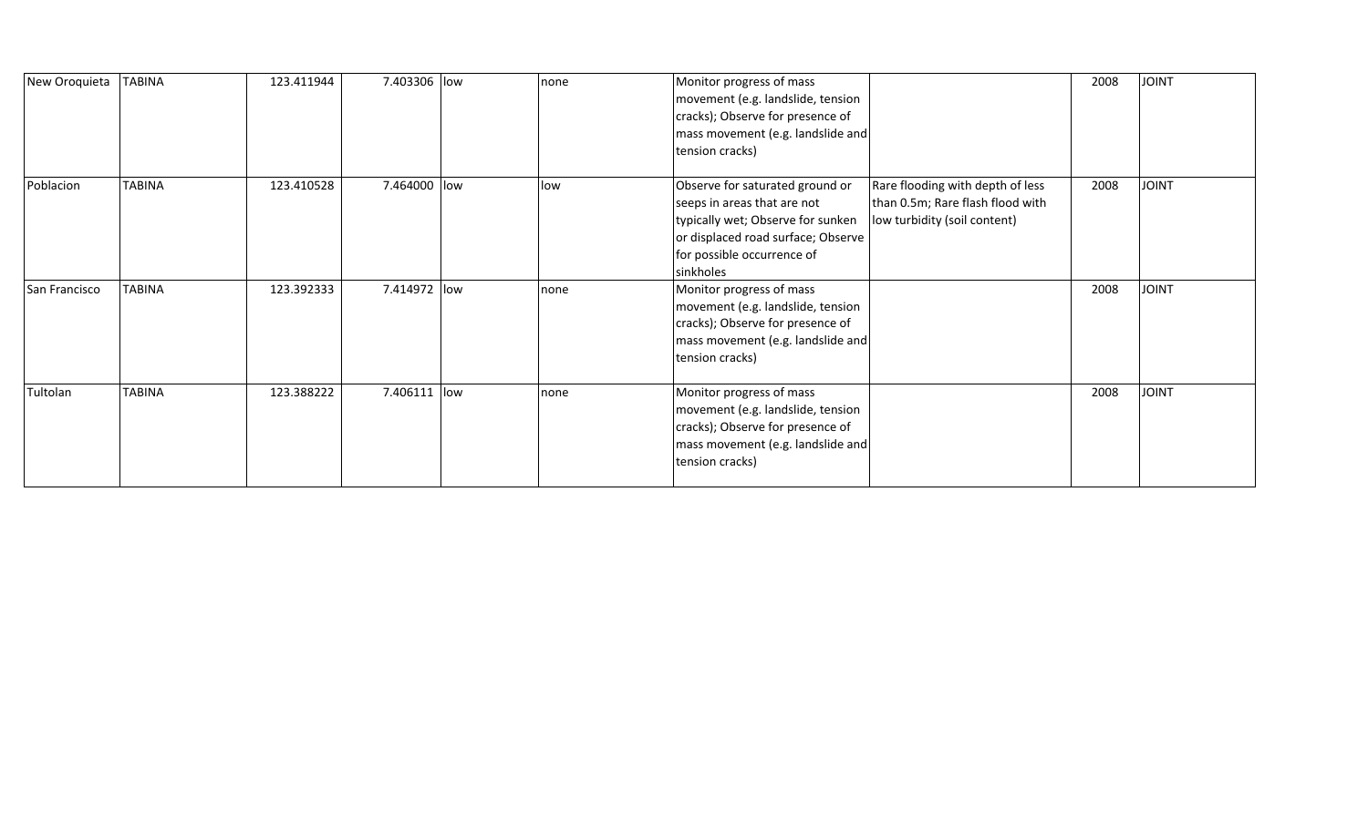| | | | | | | | | | |
|---|---|---|---|---|---|---|---|---|---|
| New Oroquieta | TABINA | 123.411944 | 7.403306 | low | none | Monitor progress of mass movement (e.g. landslide, tension cracks); Observe for presence of mass movement (e.g. landslide and tension cracks) | | 2008 | JOINT |
| Poblacion | TABINA | 123.410528 | 7.464000 | low | low | Observe for saturated ground or seeps in areas that are not typically wet; Observe for sunken or displaced road surface; Observe for possible occurrence of sinkholes | Rare flooding with depth of less than 0.5m; Rare flash flood with low turbidity (soil content) | 2008 | JOINT |
| San Francisco | TABINA | 123.392333 | 7.414972 | low | none | Monitor progress of mass movement (e.g. landslide, tension cracks); Observe for presence of mass movement (e.g. landslide and tension cracks) | | 2008 | JOINT |
| Tultolan | TABINA | 123.388222 | 7.406111 | low | none | Monitor progress of mass movement (e.g. landslide, tension cracks); Observe for presence of mass movement (e.g. landslide and tension cracks) | | 2008 | JOINT |